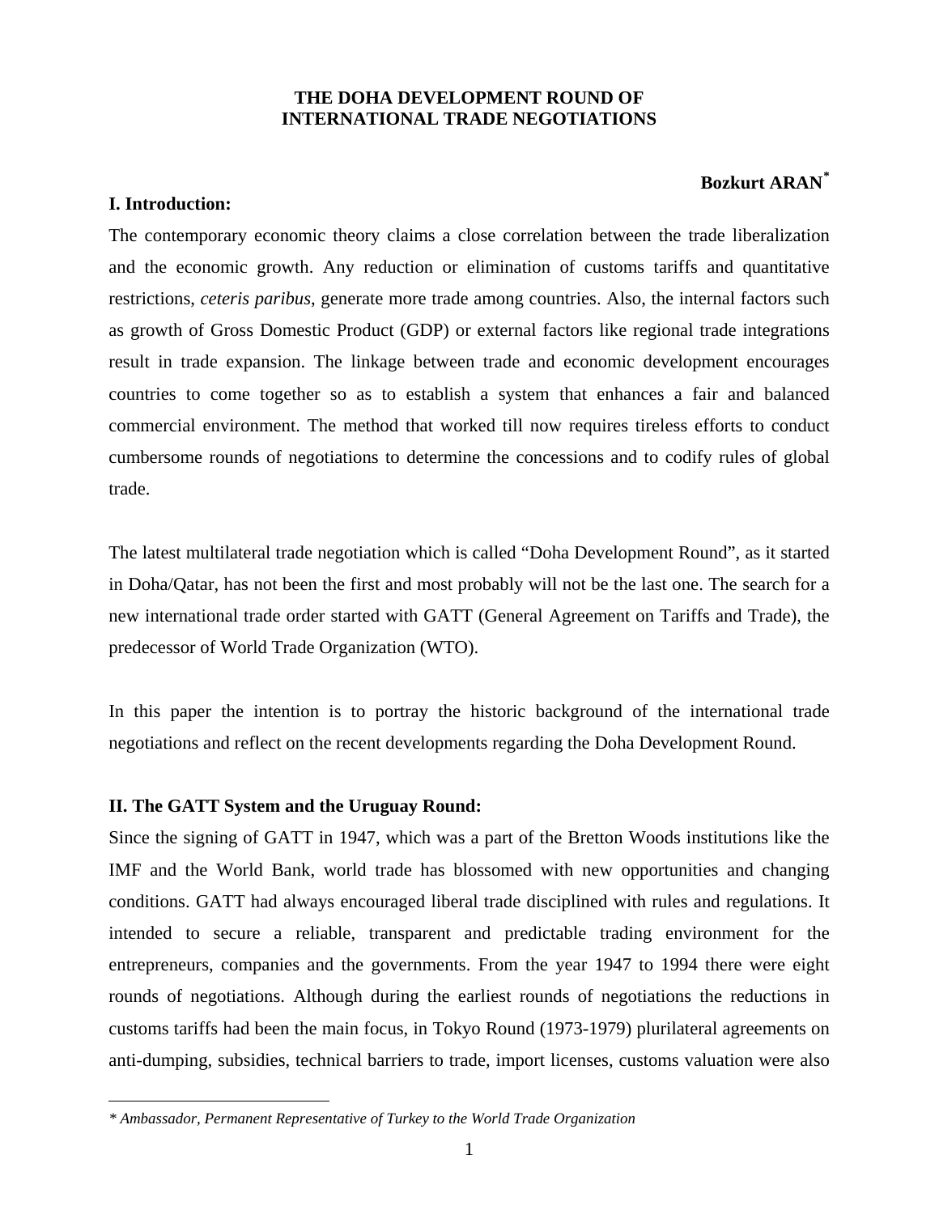# THE DOHA DEVELOPMENT ROUND OF INTERNATIONAL TRADE NEGOTIATIONS

**Bozkurt ARAN**[*]

## I. Introduction:

The contemporary economic theory claims a close correlation between the trade liberalization and the economic growth. Any reduction or elimination of customs tariffs and quantitative restrictions, *ceteris paribus*, generate more trade among countries. Also, the internal factors such as growth of Gross Domestic Product (GDP) or external factors like regional trade integrations result in trade expansion. The linkage between trade and economic development encourages countries to come together so as to establish a system that enhances a fair and balanced commercial environment. The method that worked till now requires tireless efforts to conduct cumbersome rounds of negotiations to determine the concessions and to codify rules of global trade.

The latest multilateral trade negotiation which is called "Doha Development Round", as it started in Doha/Qatar, has not been the first and most probably will not be the last one. The search for a new international trade order started with GATT (General Agreement on Tariffs and Trade), the predecessor of World Trade Organization (WTO).

In this paper the intention is to portray the historic background of the international trade negotiations and reflect on the recent developments regarding the Doha Development Round.

## II. The GATT System and the Uruguay Round:

Since the signing of GATT in 1947, which was a part of the Bretton Woods institutions like the IMF and the World Bank, world trade has blossomed with new opportunities and changing conditions. GATT had always encouraged liberal trade disciplined with rules and regulations. It intended to secure a reliable, transparent and predictable trading environment for the entrepreneurs, companies and the governments. From the year 1947 to 1994 there were eight rounds of negotiations. Although during the earliest rounds of negotiations the reductions in customs tariffs had been the main focus, in Tokyo Round (1973-1979) plurilateral agreements on anti-dumping, subsidies, technical barriers to trade, import licenses, customs valuation were also

---

*\* Ambassador, Permanent Representative of Turkey to the World Trade Organization*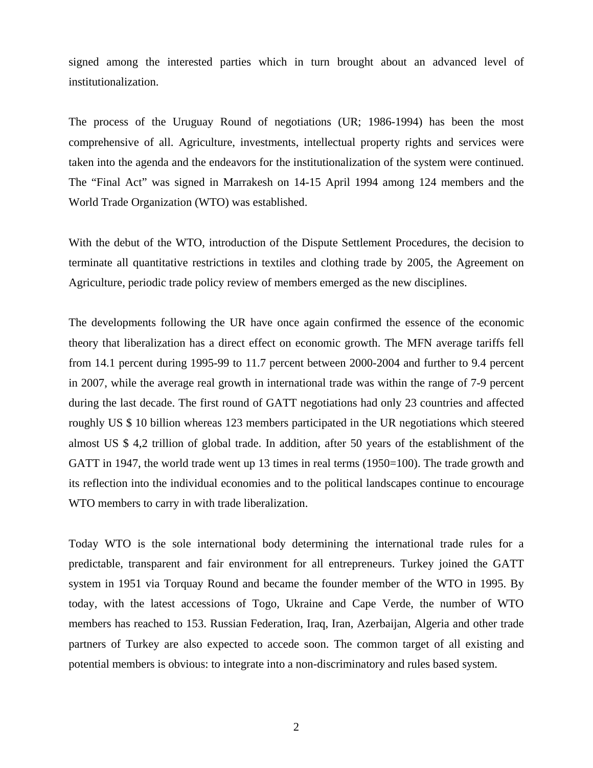signed among the interested parties which in turn brought about an advanced level of institutionalization.

The process of the Uruguay Round of negotiations (UR; 1986-1994) has been the most comprehensive of all. Agriculture, investments, intellectual property rights and services were taken into the agenda and the endeavors for the institutionalization of the system were continued. The "Final Act" was signed in Marrakesh on 14-15 April 1994 among 124 members and the World Trade Organization (WTO) was established.

With the debut of the WTO, introduction of the Dispute Settlement Procedures, the decision to terminate all quantitative restrictions in textiles and clothing trade by 2005, the Agreement on Agriculture, periodic trade policy review of members emerged as the new disciplines.

The developments following the UR have once again confirmed the essence of the economic theory that liberalization has a direct effect on economic growth. The MFN average tariffs fell from 14.1 percent during 1995-99 to 11.7 percent between 2000-2004 and further to 9.4 percent in 2007, while the average real growth in international trade was within the range of 7-9 percent during the last decade. The first round of GATT negotiations had only 23 countries and affected roughly US $ 10 billion whereas 123 members participated in the UR negotiations which steered almost US $ 4,2 trillion of global trade. In addition, after 50 years of the establishment of the GATT in 1947, the world trade went up 13 times in real terms (1950=100). The trade growth and its reflection into the individual economies and to the political landscapes continue to encourage WTO members to carry in with trade liberalization.

Today WTO is the sole international body determining the international trade rules for a predictable, transparent and fair environment for all entrepreneurs. Turkey joined the GATT system in 1951 via Torquay Round and became the founder member of the WTO in 1995. By today, with the latest accessions of Togo, Ukraine and Cape Verde, the number of WTO members has reached to 153. Russian Federation, Iraq, Iran, Azerbaijan, Algeria and other trade partners of Turkey are also expected to accede soon. The common target of all existing and potential members is obvious: to integrate into a non-discriminatory and rules based system.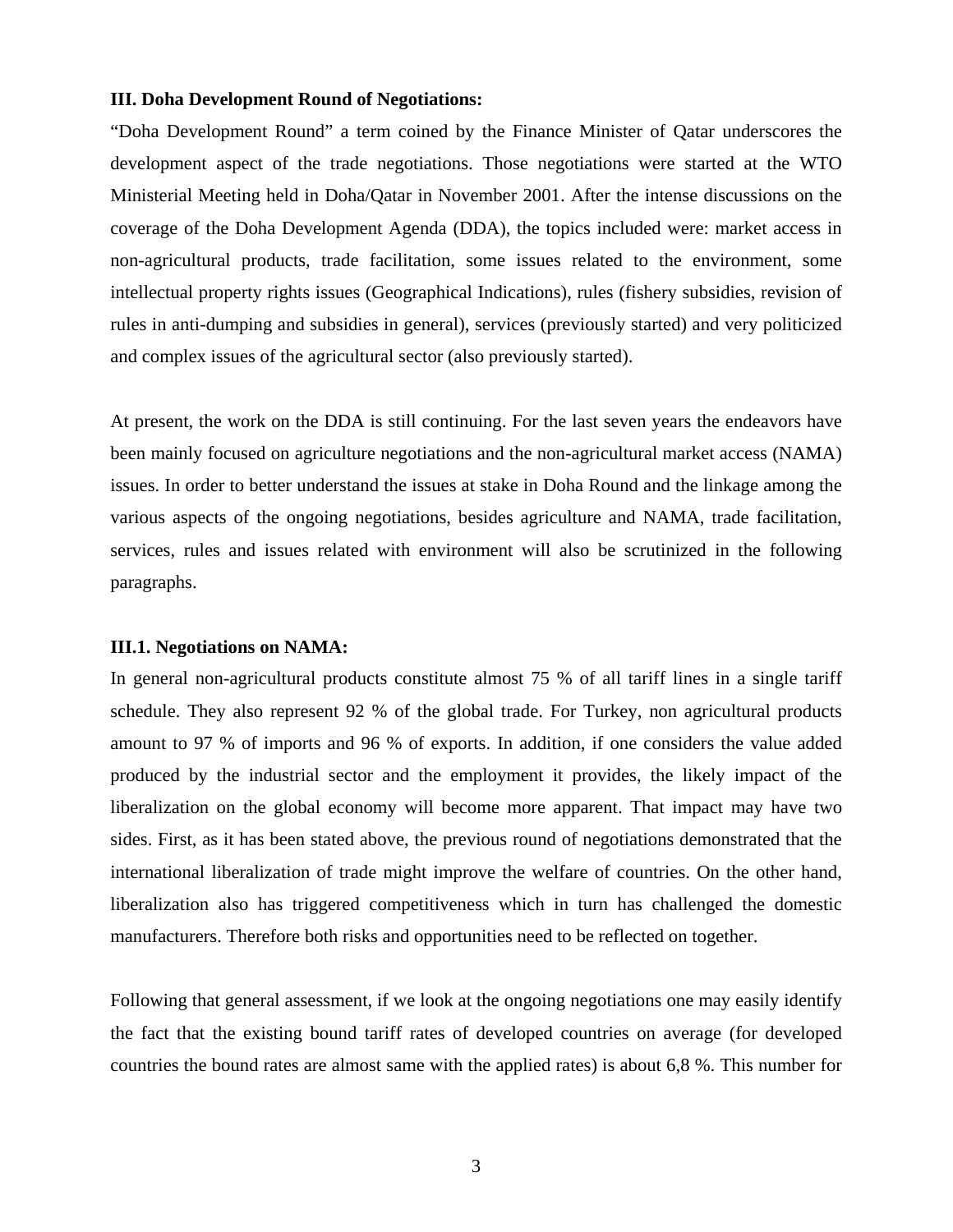**III. Doha Development Round of Negotiations:**

"Doha Development Round" a term coined by the Finance Minister of Qatar underscores the development aspect of the trade negotiations. Those negotiations were started at the WTO Ministerial Meeting held in Doha/Qatar in November 2001. After the intense discussions on the coverage of the Doha Development Agenda (DDA), the topics included were: market access in non-agricultural products, trade facilitation, some issues related to the environment, some intellectual property rights issues (Geographical Indications), rules (fishery subsidies, revision of rules in anti-dumping and subsidies in general), services (previously started) and very politicized and complex issues of the agricultural sector (also previously started).

At present, the work on the DDA is still continuing. For the last seven years the endeavors have been mainly focused on agriculture negotiations and the non-agricultural market access (NAMA) issues. In order to better understand the issues at stake in Doha Round and the linkage among the various aspects of the ongoing negotiations, besides agriculture and NAMA, trade facilitation, services, rules and issues related with environment will also be scrutinized in the following paragraphs.

**III.1. Negotiations on NAMA:**

In general non-agricultural products constitute almost 75 % of all tariff lines in a single tariff schedule. They also represent 92 % of the global trade. For Turkey, non agricultural products amount to 97 % of imports and 96 % of exports. In addition, if one considers the value added produced by the industrial sector and the employment it provides, the likely impact of the liberalization on the global economy will become more apparent. That impact may have two sides. First, as it has been stated above, the previous round of negotiations demonstrated that the international liberalization of trade might improve the welfare of countries. On the other hand, liberalization also has triggered competitiveness which in turn has challenged the domestic manufacturers. Therefore both risks and opportunities need to be reflected on together.

Following that general assessment, if we look at the ongoing negotiations one may easily identify the fact that the existing bound tariff rates of developed countries on average (for developed countries the bound rates are almost same with the applied rates) is about 6,8 %. This number for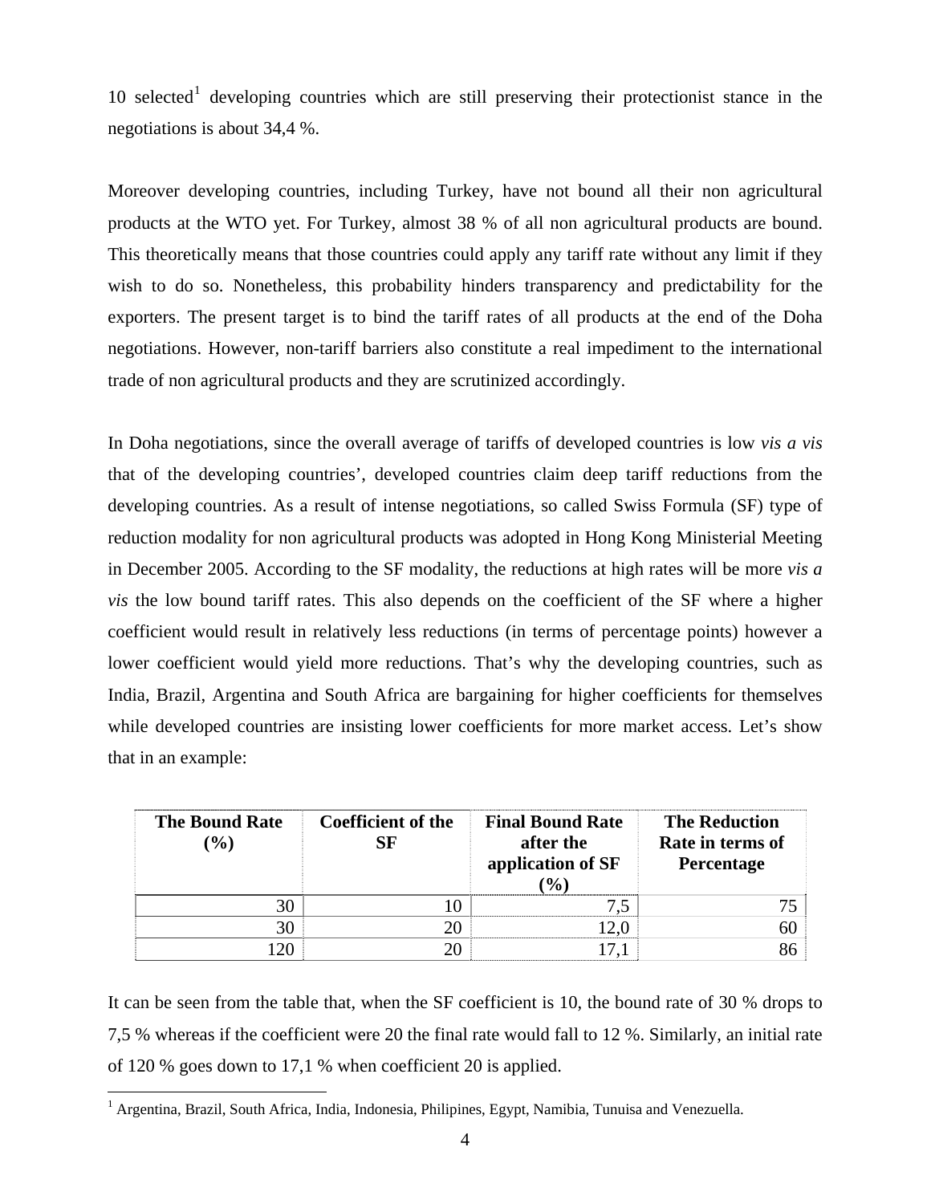10 selected[1] developing countries which are still preserving their protectionist stance in the negotiations is about 34,4 %.

Moreover developing countries, including Turkey, have not bound all their non agricultural products at the WTO yet. For Turkey, almost 38 % of all non agricultural products are bound. This theoretically means that those countries could apply any tariff rate without any limit if they wish to do so. Nonetheless, this probability hinders transparency and predictability for the exporters. The present target is to bind the tariff rates of all products at the end of the Doha negotiations. However, non-tariff barriers also constitute a real impediment to the international trade of non agricultural products and they are scrutinized accordingly.

In Doha negotiations, since the overall average of tariffs of developed countries is low *vis a vis* that of the developing countries', developed countries claim deep tariff reductions from the developing countries. As a result of intense negotiations, so called Swiss Formula (SF) type of reduction modality for non agricultural products was adopted in Hong Kong Ministerial Meeting in December 2005. According to the SF modality, the reductions at high rates will be more *vis a vis* the low bound tariff rates. This also depends on the coefficient of the SF where a higher coefficient would result in relatively less reductions (in terms of percentage points) however a lower coefficient would yield more reductions. That's why the developing countries, such as India, Brazil, Argentina and South Africa are bargaining for higher coefficients for themselves while developed countries are insisting lower coefficients for more market access. Let's show that in an example:

| The Bound Rate (%) | Coefficient of the SF | Final Bound Rate after the application of SF (%) | The Reduction Rate in terms of Percentage |
|---:|---:|---:|---:|
| 30 | 10 | 7,5 | 75 |
| 30 | 20 | 12,0 | 60 |
| 120 | 20 | 17,1 | 86 |

It can be seen from the table that, when the SF coefficient is 10, the bound rate of 30 % drops to 7,5 % whereas if the coefficient were 20 the final rate would fall to 12 %. Similarly, an initial rate of 120 % goes down to 17,1 % when coefficient 20 is applied.

[1] Argentina, Brazil, South Africa, India, Indonesia, Philipines, Egypt, Namibia, Tunuisa and Venezuella.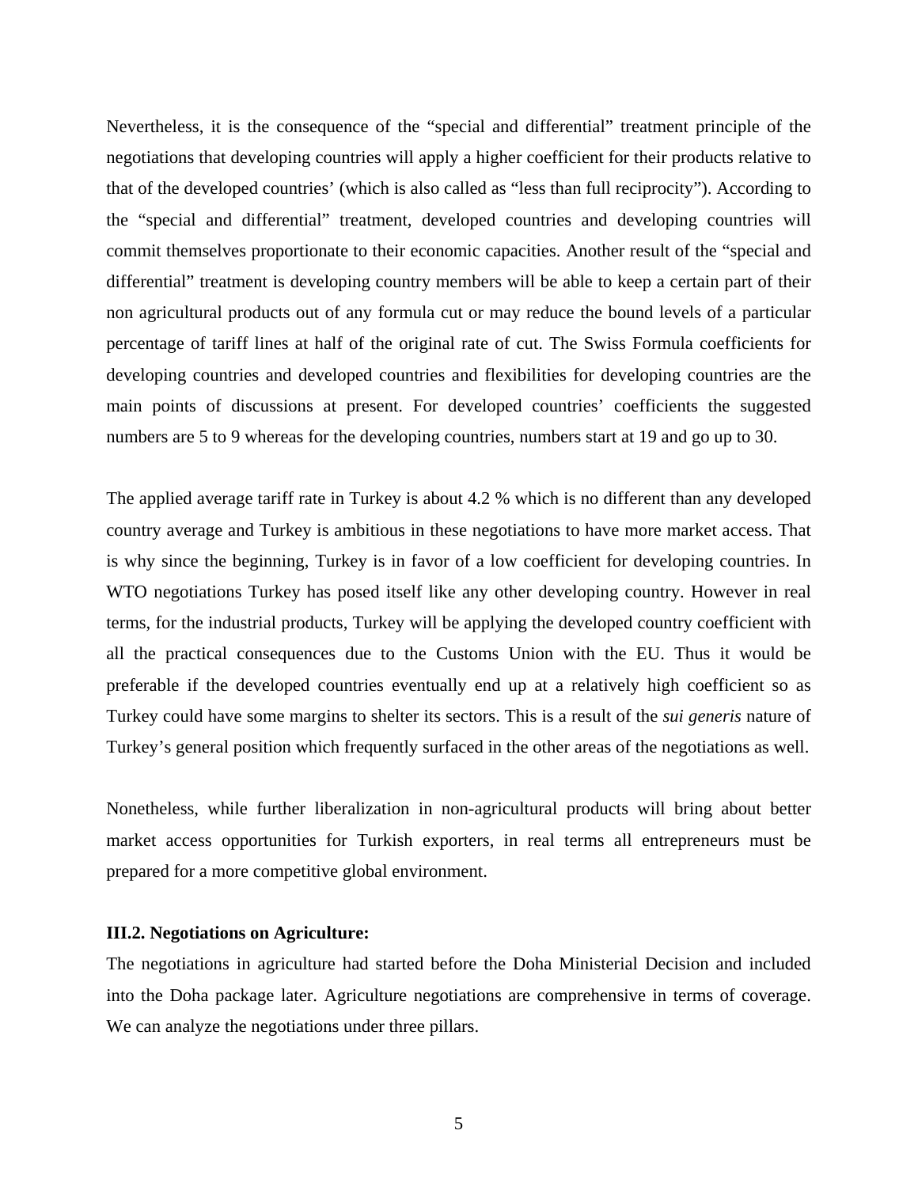Nevertheless, it is the consequence of the "special and differential" treatment principle of the negotiations that developing countries will apply a higher coefficient for their products relative to that of the developed countries' (which is also called as "less than full reciprocity"). According to the "special and differential" treatment, developed countries and developing countries will commit themselves proportionate to their economic capacities. Another result of the "special and differential" treatment is developing country members will be able to keep a certain part of their non agricultural products out of any formula cut or may reduce the bound levels of a particular percentage of tariff lines at half of the original rate of cut. The Swiss Formula coefficients for developing countries and developed countries and flexibilities for developing countries are the main points of discussions at present. For developed countries' coefficients the suggested numbers are 5 to 9 whereas for the developing countries, numbers start at 19 and go up to 30.

The applied average tariff rate in Turkey is about 4.2 % which is no different than any developed country average and Turkey is ambitious in these negotiations to have more market access. That is why since the beginning, Turkey is in favor of a low coefficient for developing countries. In WTO negotiations Turkey has posed itself like any other developing country. However in real terms, for the industrial products, Turkey will be applying the developed country coefficient with all the practical consequences due to the Customs Union with the EU. Thus it would be preferable if the developed countries eventually end up at a relatively high coefficient so as Turkey could have some margins to shelter its sectors. This is a result of the *sui generis* nature of Turkey's general position which frequently surfaced in the other areas of the negotiations as well.

Nonetheless, while further liberalization in non-agricultural products will bring about better market access opportunities for Turkish exporters, in real terms all entrepreneurs must be prepared for a more competitive global environment.

**III.2. Negotiations on Agriculture:**

The negotiations in agriculture had started before the Doha Ministerial Decision and included into the Doha package later. Agriculture negotiations are comprehensive in terms of coverage. We can analyze the negotiations under three pillars.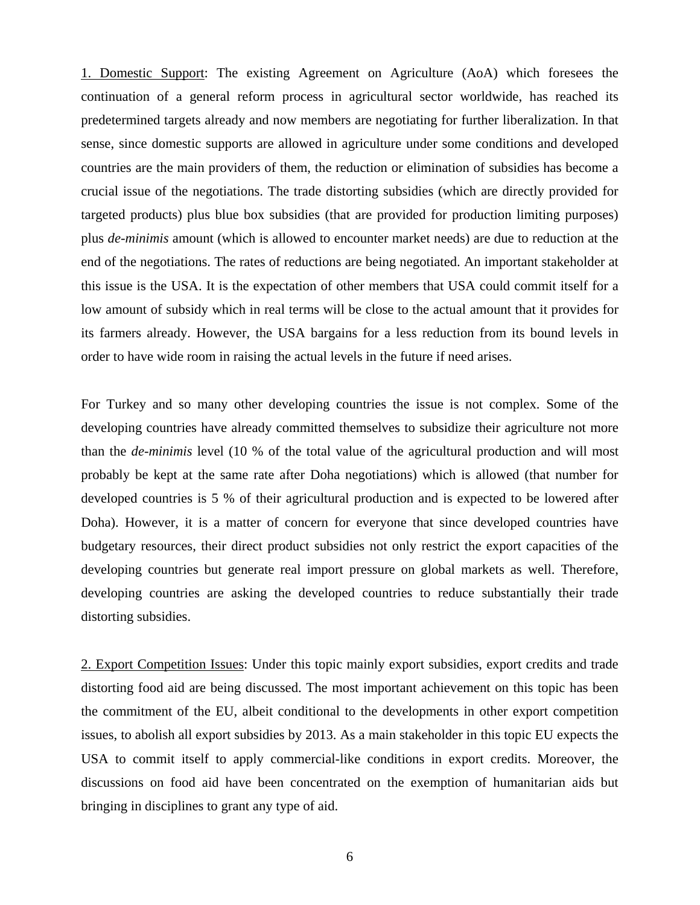<u>1. Domestic Support</u>: The existing Agreement on Agriculture (AoA) which foresees the continuation of a general reform process in agricultural sector worldwide, has reached its predetermined targets already and now members are negotiating for further liberalization. In that sense, since domestic supports are allowed in agriculture under some conditions and developed countries are the main providers of them, the reduction or elimination of subsidies has become a crucial issue of the negotiations. The trade distorting subsidies (which are directly provided for targeted products) plus blue box subsidies (that are provided for production limiting purposes) plus *de-minimis* amount (which is allowed to encounter market needs) are due to reduction at the end of the negotiations. The rates of reductions are being negotiated. An important stakeholder at this issue is the USA. It is the expectation of other members that USA could commit itself for a low amount of subsidy which in real terms will be close to the actual amount that it provides for its farmers already. However, the USA bargains for a less reduction from its bound levels in order to have wide room in raising the actual levels in the future if need arises.

For Turkey and so many other developing countries the issue is not complex. Some of the developing countries have already committed themselves to subsidize their agriculture not more than the *de-minimis* level (10 % of the total value of the agricultural production and will most probably be kept at the same rate after Doha negotiations) which is allowed (that number for developed countries is 5 % of their agricultural production and is expected to be lowered after Doha). However, it is a matter of concern for everyone that since developed countries have budgetary resources, their direct product subsidies not only restrict the export capacities of the developing countries but generate real import pressure on global markets as well. Therefore, developing countries are asking the developed countries to reduce substantially their trade distorting subsidies.

<u>2. Export Competition Issues</u>: Under this topic mainly export subsidies, export credits and trade distorting food aid are being discussed. The most important achievement on this topic has been the commitment of the EU, albeit conditional to the developments in other export competition issues, to abolish all export subsidies by 2013. As a main stakeholder in this topic EU expects the USA to commit itself to apply commercial-like conditions in export credits. Moreover, the discussions on food aid have been concentrated on the exemption of humanitarian aids but bringing in disciplines to grant any type of aid.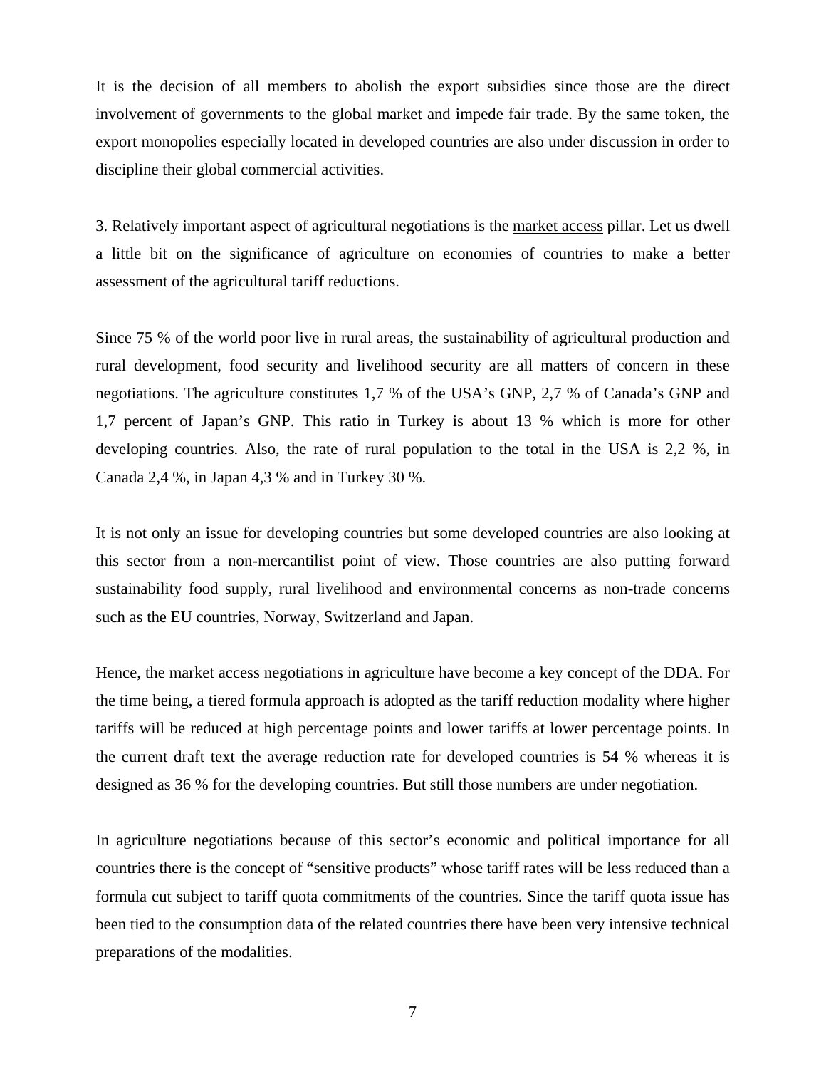It is the decision of all members to abolish the export subsidies since those are the direct involvement of governments to the global market and impede fair trade. By the same token, the export monopolies especially located in developed countries are also under discussion in order to discipline their global commercial activities.

3. Relatively important aspect of agricultural negotiations is the <u>market access</u> pillar. Let us dwell a little bit on the significance of agriculture on economies of countries to make a better assessment of the agricultural tariff reductions.

Since 75 % of the world poor live in rural areas, the sustainability of agricultural production and rural development, food security and livelihood security are all matters of concern in these negotiations. The agriculture constitutes 1,7 % of the USA's GNP, 2,7 % of Canada's GNP and 1,7 percent of Japan's GNP. This ratio in Turkey is about 13 % which is more for other developing countries. Also, the rate of rural population to the total in the USA is 2,2 %, in Canada 2,4 %, in Japan 4,3 % and in Turkey 30 %.

It is not only an issue for developing countries but some developed countries are also looking at this sector from a non-mercantilist point of view. Those countries are also putting forward sustainability food supply, rural livelihood and environmental concerns as non-trade concerns such as the EU countries, Norway, Switzerland and Japan.

Hence, the market access negotiations in agriculture have become a key concept of the DDA. For the time being, a tiered formula approach is adopted as the tariff reduction modality where higher tariffs will be reduced at high percentage points and lower tariffs at lower percentage points. In the current draft text the average reduction rate for developed countries is 54 % whereas it is designed as 36 % for the developing countries. But still those numbers are under negotiation.

In agriculture negotiations because of this sector's economic and political importance for all countries there is the concept of "sensitive products" whose tariff rates will be less reduced than a formula cut subject to tariff quota commitments of the countries. Since the tariff quota issue has been tied to the consumption data of the related countries there have been very intensive technical preparations of the modalities.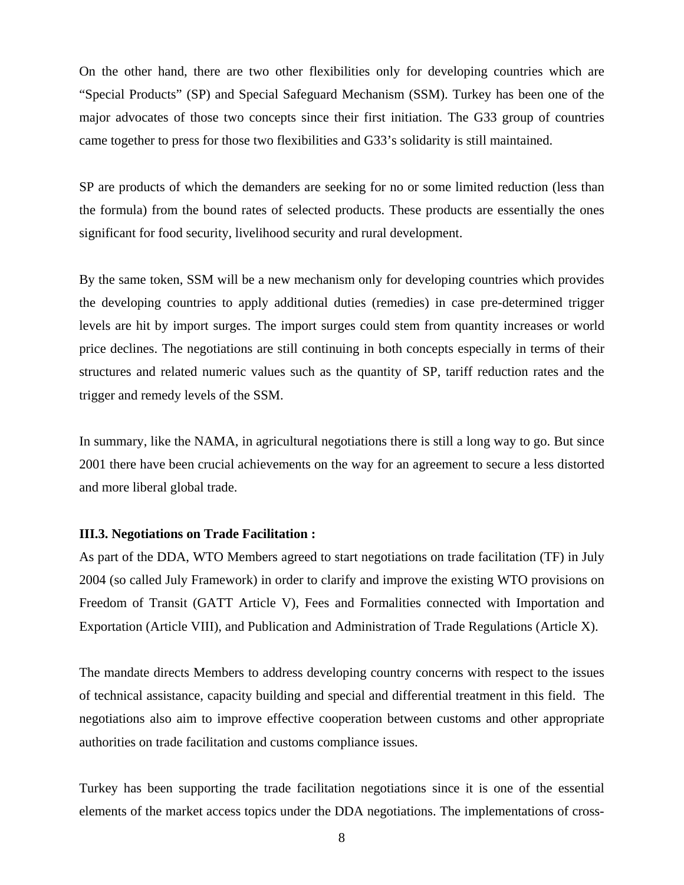On the other hand, there are two other flexibilities only for developing countries which are “Special Products” (SP) and Special Safeguard Mechanism (SSM). Turkey has been one of the major advocates of those two concepts since their first initiation. The G33 group of countries came together to press for those two flexibilities and G33’s solidarity is still maintained.

SP are products of which the demanders are seeking for no or some limited reduction (less than the formula) from the bound rates of selected products. These products are essentially the ones significant for food security, livelihood security and rural development.

By the same token, SSM will be a new mechanism only for developing countries which provides the developing countries to apply additional duties (remedies) in case pre-determined trigger levels are hit by import surges. The import surges could stem from quantity increases or world price declines. The negotiations are still continuing in both concepts especially in terms of their structures and related numeric values such as the quantity of SP, tariff reduction rates and the trigger and remedy levels of the SSM.

In summary, like the NAMA, in agricultural negotiations there is still a long way to go. But since 2001 there have been crucial achievements on the way for an agreement to secure a less distorted and more liberal global trade.

**III.3. Negotiations on Trade Facilitation :**

As part of the DDA, WTO Members agreed to start negotiations on trade facilitation (TF) in July 2004 (so called July Framework) in order to clarify and improve the existing WTO provisions on Freedom of Transit (GATT Article V), Fees and Formalities connected with Importation and Exportation (Article VIII), and Publication and Administration of Trade Regulations (Article X).

The mandate directs Members to address developing country concerns with respect to the issues of technical assistance, capacity building and special and differential treatment in this field. The negotiations also aim to improve effective cooperation between customs and other appropriate authorities on trade facilitation and customs compliance issues.

Turkey has been supporting the trade facilitation negotiations since it is one of the essential elements of the market access topics under the DDA negotiations. The implementations of cross-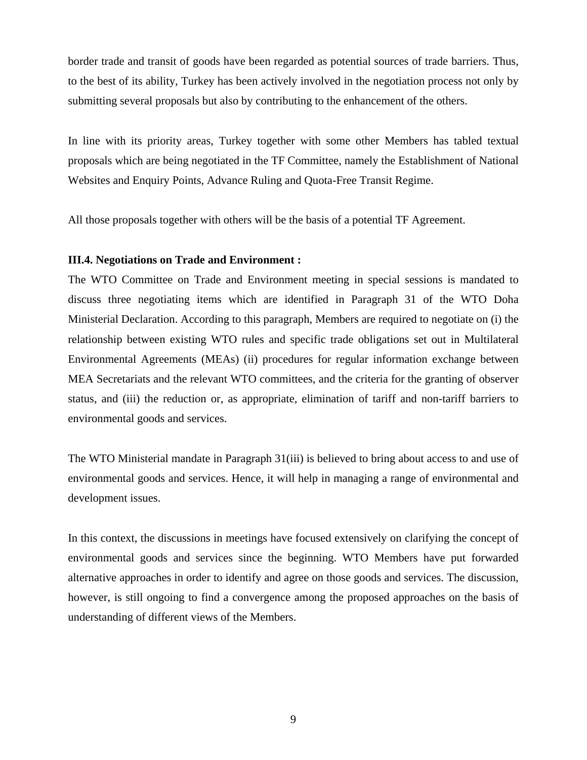border trade and transit of goods have been regarded as potential sources of trade barriers. Thus, to the best of its ability, Turkey has been actively involved in the negotiation process not only by submitting several proposals but also by contributing to the enhancement of the others.

In line with its priority areas, Turkey together with some other Members has tabled textual proposals which are being negotiated in the TF Committee, namely the Establishment of National Websites and Enquiry Points, Advance Ruling and Quota-Free Transit Regime.

All those proposals together with others will be the basis of a potential TF Agreement.

### III.4. Negotiations on Trade and Environment :

The WTO Committee on Trade and Environment meeting in special sessions is mandated to discuss three negotiating items which are identified in Paragraph 31 of the WTO Doha Ministerial Declaration. According to this paragraph, Members are required to negotiate on (i) the relationship between existing WTO rules and specific trade obligations set out in Multilateral Environmental Agreements (MEAs) (ii) procedures for regular information exchange between MEA Secretariats and the relevant WTO committees, and the criteria for the granting of observer status, and (iii) the reduction or, as appropriate, elimination of tariff and non-tariff barriers to environmental goods and services.

The WTO Ministerial mandate in Paragraph 31(iii) is believed to bring about access to and use of environmental goods and services. Hence, it will help in managing a range of environmental and development issues.

In this context, the discussions in meetings have focused extensively on clarifying the concept of environmental goods and services since the beginning. WTO Members have put forwarded alternative approaches in order to identify and agree on those goods and services. The discussion, however, is still ongoing to find a convergence among the proposed approaches on the basis of understanding of different views of the Members.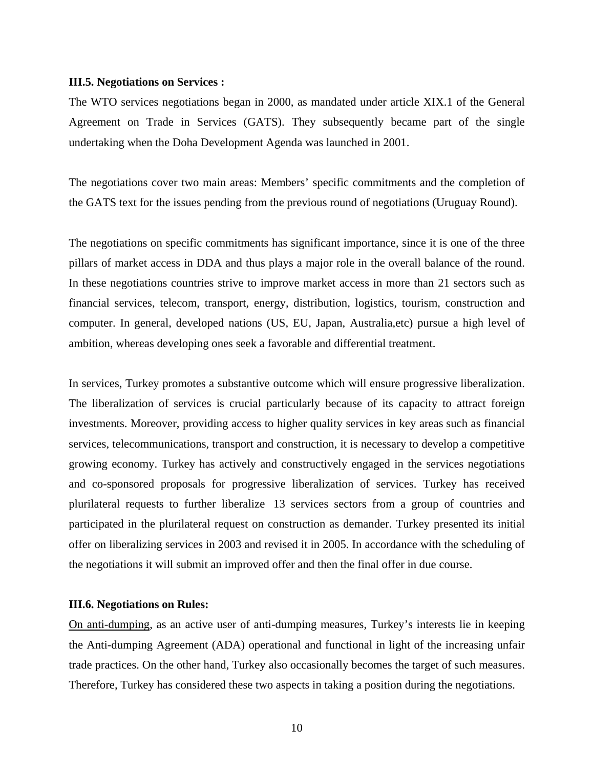**III.5. Negotiations on Services :**

The WTO services negotiations began in 2000, as mandated under article XIX.1 of the General Agreement on Trade in Services (GATS). They subsequently became part of the single undertaking when the Doha Development Agenda was launched in 2001.

The negotiations cover two main areas: Members' specific commitments and the completion of the GATS text for the issues pending from the previous round of negotiations (Uruguay Round).

The negotiations on specific commitments has significant importance, since it is one of the three pillars of market access in DDA and thus plays a major role in the overall balance of the round. In these negotiations countries strive to improve market access in more than 21 sectors such as financial services, telecom, transport, energy, distribution, logistics, tourism, construction and computer. In general, developed nations (US, EU, Japan, Australia,etc) pursue a high level of ambition, whereas developing ones seek a favorable and differential treatment.

In services, Turkey promotes a substantive outcome which will ensure progressive liberalization. The liberalization of services is crucial particularly because of its capacity to attract foreign investments. Moreover, providing access to higher quality services in key areas such as financial services, telecommunications, transport and construction, it is necessary to develop a competitive growing economy. Turkey has actively and constructively engaged in the services negotiations and co-sponsored proposals for progressive liberalization of services. Turkey has received plurilateral requests to further liberalize 13 services sectors from a group of countries and participated in the plurilateral request on construction as demander. Turkey presented its initial offer on liberalizing services in 2003 and revised it in 2005. In accordance with the scheduling of the negotiations it will submit an improved offer and then the final offer in due course.

**III.6. Negotiations on Rules:**

On anti-dumping, as an active user of anti-dumping measures, Turkey's interests lie in keeping the Anti-dumping Agreement (ADA) operational and functional in light of the increasing unfair trade practices. On the other hand, Turkey also occasionally becomes the target of such measures. Therefore, Turkey has considered these two aspects in taking a position during the negotiations.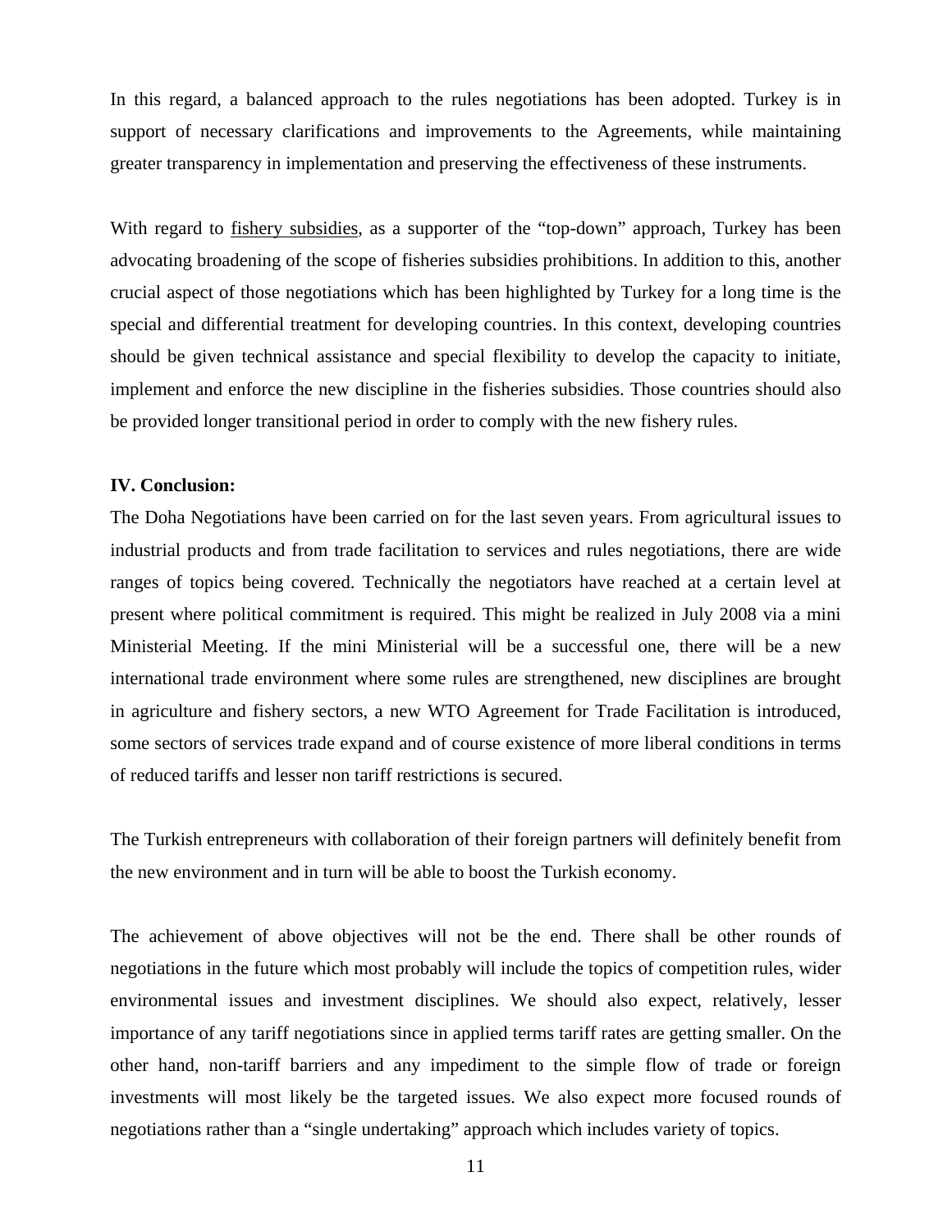In this regard, a balanced approach to the rules negotiations has been adopted. Turkey is in support of necessary clarifications and improvements to the Agreements, while maintaining greater transparency in implementation and preserving the effectiveness of these instruments.

With regard to <u>fishery subsidies</u>, as a supporter of the "top-down" approach, Turkey has been advocating broadening of the scope of fisheries subsidies prohibitions. In addition to this, another crucial aspect of those negotiations which has been highlighted by Turkey for a long time is the special and differential treatment for developing countries. In this context, developing countries should be given technical assistance and special flexibility to develop the capacity to initiate, implement and enforce the new discipline in the fisheries subsidies. Those countries should also be provided longer transitional period in order to comply with the new fishery rules.

**IV. Conclusion:**

The Doha Negotiations have been carried on for the last seven years. From agricultural issues to industrial products and from trade facilitation to services and rules negotiations, there are wide ranges of topics being covered. Technically the negotiators have reached at a certain level at present where political commitment is required. This might be realized in July 2008 via a mini Ministerial Meeting. If the mini Ministerial will be a successful one, there will be a new international trade environment where some rules are strengthened, new disciplines are brought in agriculture and fishery sectors, a new WTO Agreement for Trade Facilitation is introduced, some sectors of services trade expand and of course existence of more liberal conditions in terms of reduced tariffs and lesser non tariff restrictions is secured.

The Turkish entrepreneurs with collaboration of their foreign partners will definitely benefit from the new environment and in turn will be able to boost the Turkish economy.

The achievement of above objectives will not be the end. There shall be other rounds of negotiations in the future which most probably will include the topics of competition rules, wider environmental issues and investment disciplines. We should also expect, relatively, lesser importance of any tariff negotiations since in applied terms tariff rates are getting smaller. On the other hand, non-tariff barriers and any impediment to the simple flow of trade or foreign investments will most likely be the targeted issues. We also expect more focused rounds of negotiations rather than a "single undertaking" approach which includes variety of topics.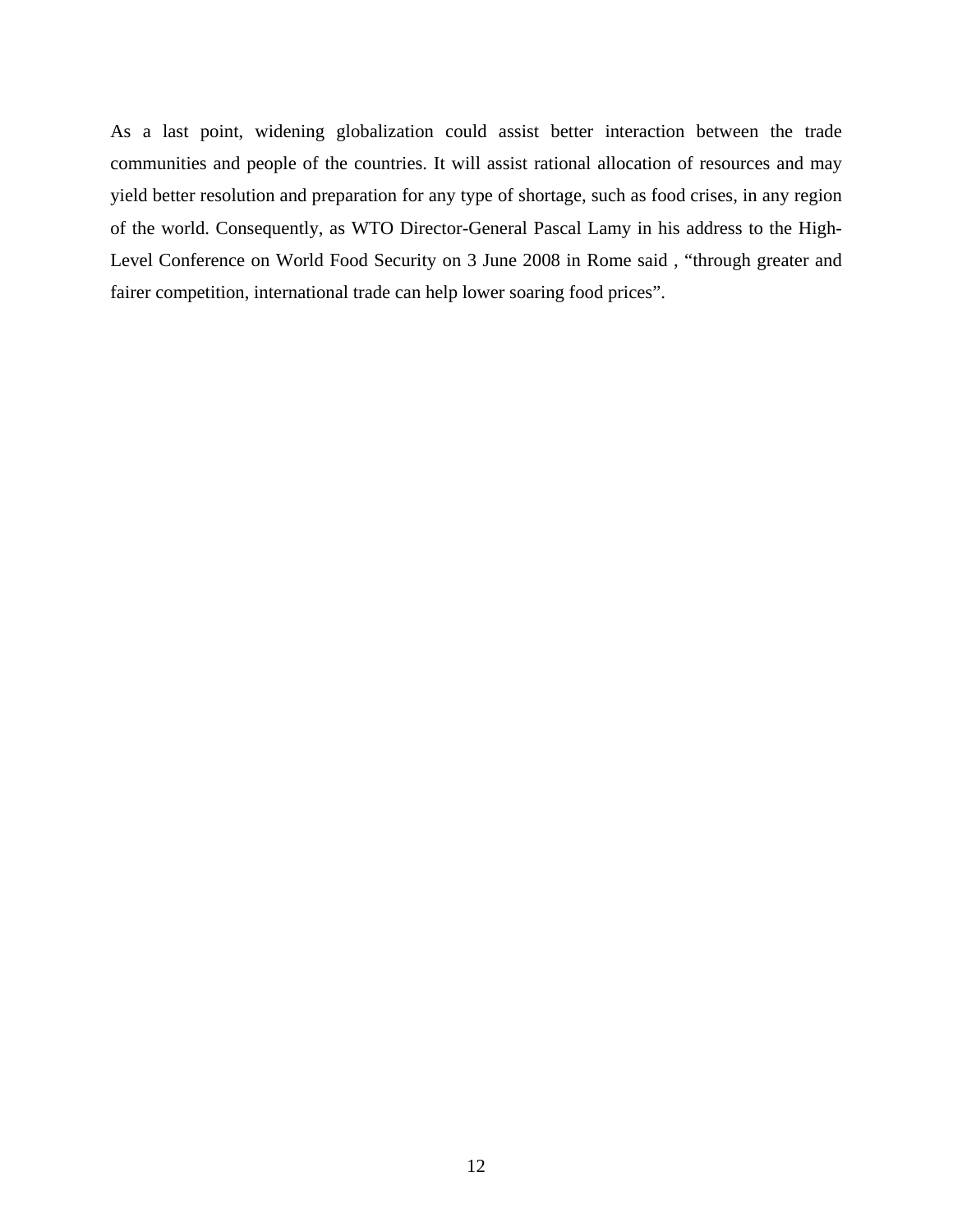As a last point, widening globalization could assist better interaction between the trade communities and people of the countries. It will assist rational allocation of resources and may yield better resolution and preparation for any type of shortage, such as food crises, in any region of the world. Consequently, as WTO Director-General Pascal Lamy in his address to the High-Level Conference on World Food Security on 3 June 2008 in Rome said , “through greater and fairer competition, international trade can help lower soaring food prices”.